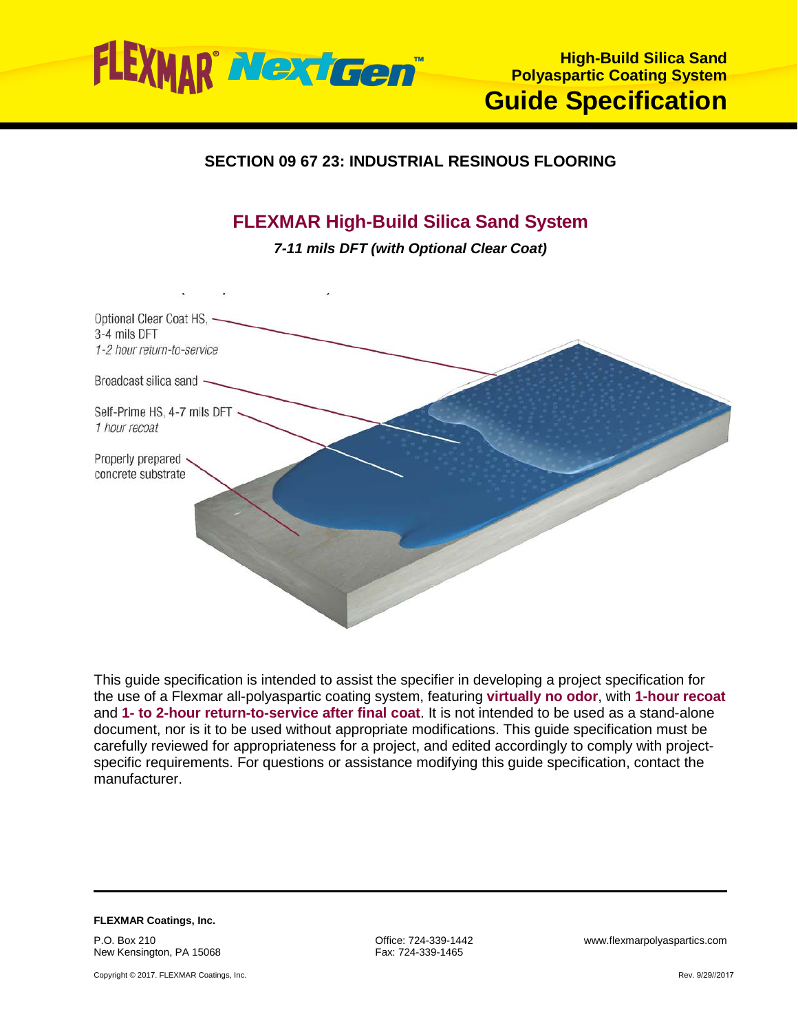**FLEXMAR® NextGen™**

**High-Build Silica Sand Polyaspartic Coating System**

# Guide Specification

## SECTION 09 67 23: INDUSTRIAL RESINOUS FLOORING

## FLEXMAR High-Build Silica Sand System

***7-11 mils DFT (with Optional Clear Coat)***

Optional Clear Coat HS, 3-4 mils DFT
*1-2 hour return-to-service*

Broadcast silica sand

Self-Prime HS, 4-7 mils DFT
*1 hour recoat*

Properly prepared concrete substrate

This guide specification is intended to assist the specifier in developing a project specification for the use of a Flexmar all-polyaspartic coating system, featuring **virtually no odor**, with **1-hour recoat** and **1- to 2-hour return-to-service after final coat**. It is not intended to be used as a stand-alone document, nor is it to be used without appropriate modifications. This guide specification must be carefully reviewed for appropriateness for a project, and edited accordingly to comply with project-specific requirements. For questions or assistance modifying this guide specification, contact the manufacturer.

**FLEXMAR Coatings, Inc.**

P.O. Box 210
New Kensington, PA 15068

Office: 724-339-1442
Fax: 724-339-1465

www.flexmarpolyaspartics.com

Copyright © 2017. FLEXMAR Coatings, Inc.

Rev. 9/29//2017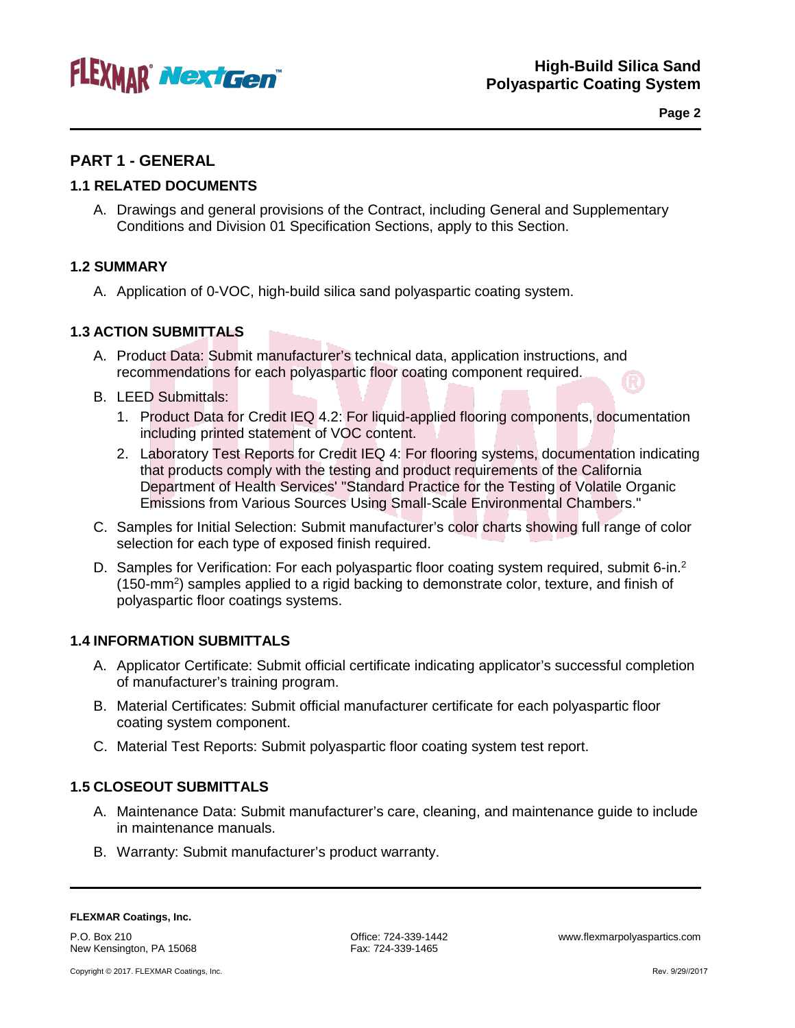## PART 1 - GENERAL

### 1.1 RELATED DOCUMENTS

A. Drawings and general provisions of the Contract, including General and Supplementary Conditions and Division 01 Specification Sections, apply to this Section.

### 1.2 SUMMARY

A. Application of 0-VOC, high-build silica sand polyaspartic coating system.

### 1.3 ACTION SUBMITTALS

A. Product Data: Submit manufacturer's technical data, application instructions, and recommendations for each polyaspartic floor coating component required.

B. LEED Submittals:

1. Product Data for Credit IEQ 4.2: For liquid-applied flooring components, documentation including printed statement of VOC content.
2. Laboratory Test Reports for Credit IEQ 4: For flooring systems, documentation indicating that products comply with the testing and product requirements of the California Department of Health Services' "Standard Practice for the Testing of Volatile Organic Emissions from Various Sources Using Small-Scale Environmental Chambers."

C. Samples for Initial Selection: Submit manufacturer's color charts showing full range of color selection for each type of exposed finish required.

D. Samples for Verification: For each polyaspartic floor coating system required, submit 6-in.$^2$ (150-mm$^2$) samples applied to a rigid backing to demonstrate color, texture, and finish of polyaspartic floor coatings systems.

### 1.4 INFORMATION SUBMITTALS

A. Applicator Certificate: Submit official certificate indicating applicator's successful completion of manufacturer's training program.

B. Material Certificates: Submit official manufacturer certificate for each polyaspartic floor coating system component.

C. Material Test Reports: Submit polyaspartic floor coating system test report.

### 1.5 CLOSEOUT SUBMITTALS

A. Maintenance Data: Submit manufacturer's care, cleaning, and maintenance guide to include in maintenance manuals.

B. Warranty: Submit manufacturer's product warranty.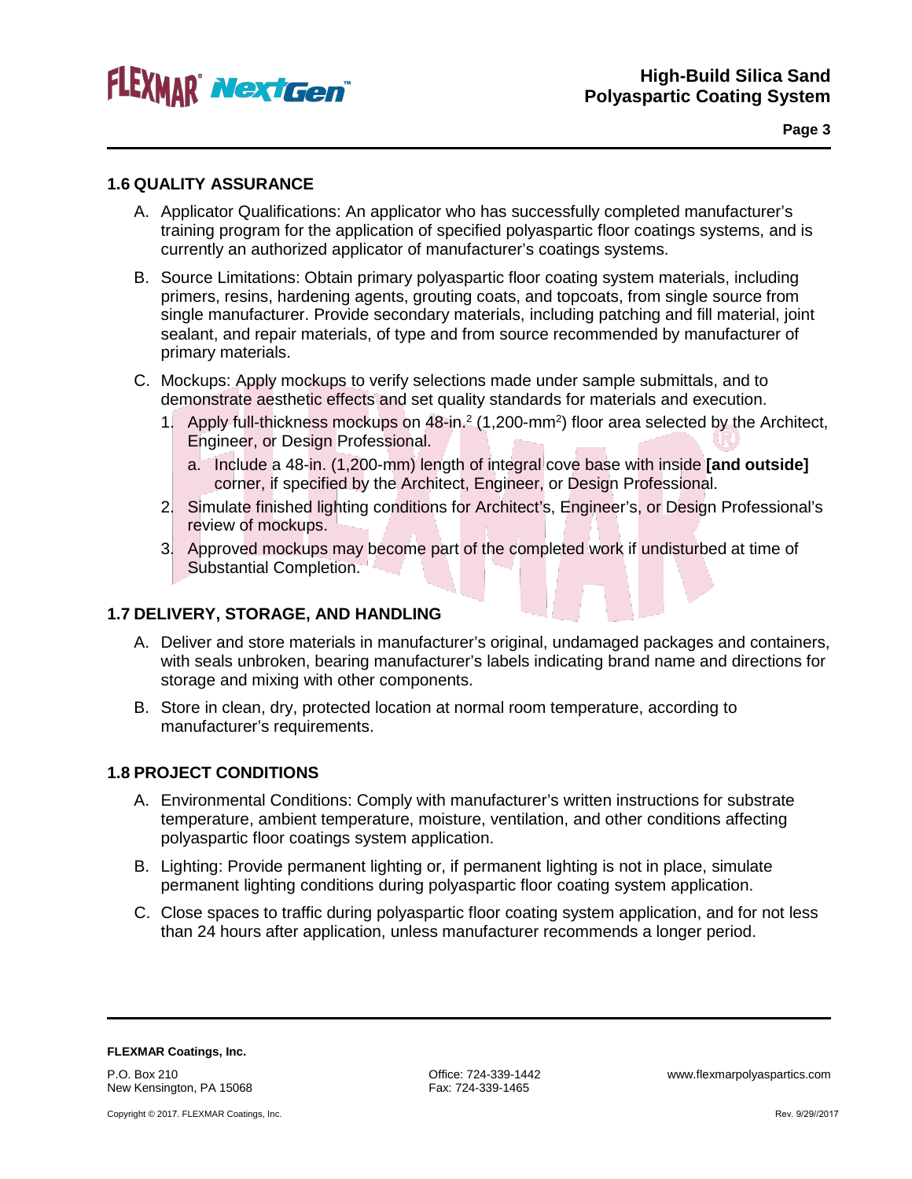## 1.6 QUALITY ASSURANCE

A. Applicator Qualifications: An applicator who has successfully completed manufacturer's training program for the application of specified polyaspartic floor coatings systems, and is currently an authorized applicator of manufacturer's coatings systems.

B. Source Limitations: Obtain primary polyaspartic floor coating system materials, including primers, resins, hardening agents, grouting coats, and topcoats, from single source from single manufacturer. Provide secondary materials, including patching and fill material, joint sealant, and repair materials, of type and from source recommended by manufacturer of primary materials.

C. Mockups: Apply mockups to verify selections made under sample submittals, and to demonstrate aesthetic effects and set quality standards for materials and execution.

   1. Apply full-thickness mockups on 48-in.$^2$ (1,200-mm$^2$) floor area selected by the Architect, Engineer, or Design Professional.

      a. Include a 48-in. (1,200-mm) length of integral cove base with inside **[and outside]** corner, if specified by the Architect, Engineer, or Design Professional.

   2. Simulate finished lighting conditions for Architect's, Engineer's, or Design Professional's review of mockups.

   3. Approved mockups may become part of the completed work if undisturbed at time of Substantial Completion.

## 1.7 DELIVERY, STORAGE, AND HANDLING

A. Deliver and store materials in manufacturer's original, undamaged packages and containers, with seals unbroken, bearing manufacturer's labels indicating brand name and directions for storage and mixing with other components.

B. Store in clean, dry, protected location at normal room temperature, according to manufacturer's requirements.

## 1.8 PROJECT CONDITIONS

A. Environmental Conditions: Comply with manufacturer's written instructions for substrate temperature, ambient temperature, moisture, ventilation, and other conditions affecting polyaspartic floor coatings system application.

B. Lighting: Provide permanent lighting or, if permanent lighting is not in place, simulate permanent lighting conditions during polyaspartic floor coating system application.

C. Close spaces to traffic during polyaspartic floor coating system application, and for not less than 24 hours after application, unless manufacturer recommends a longer period.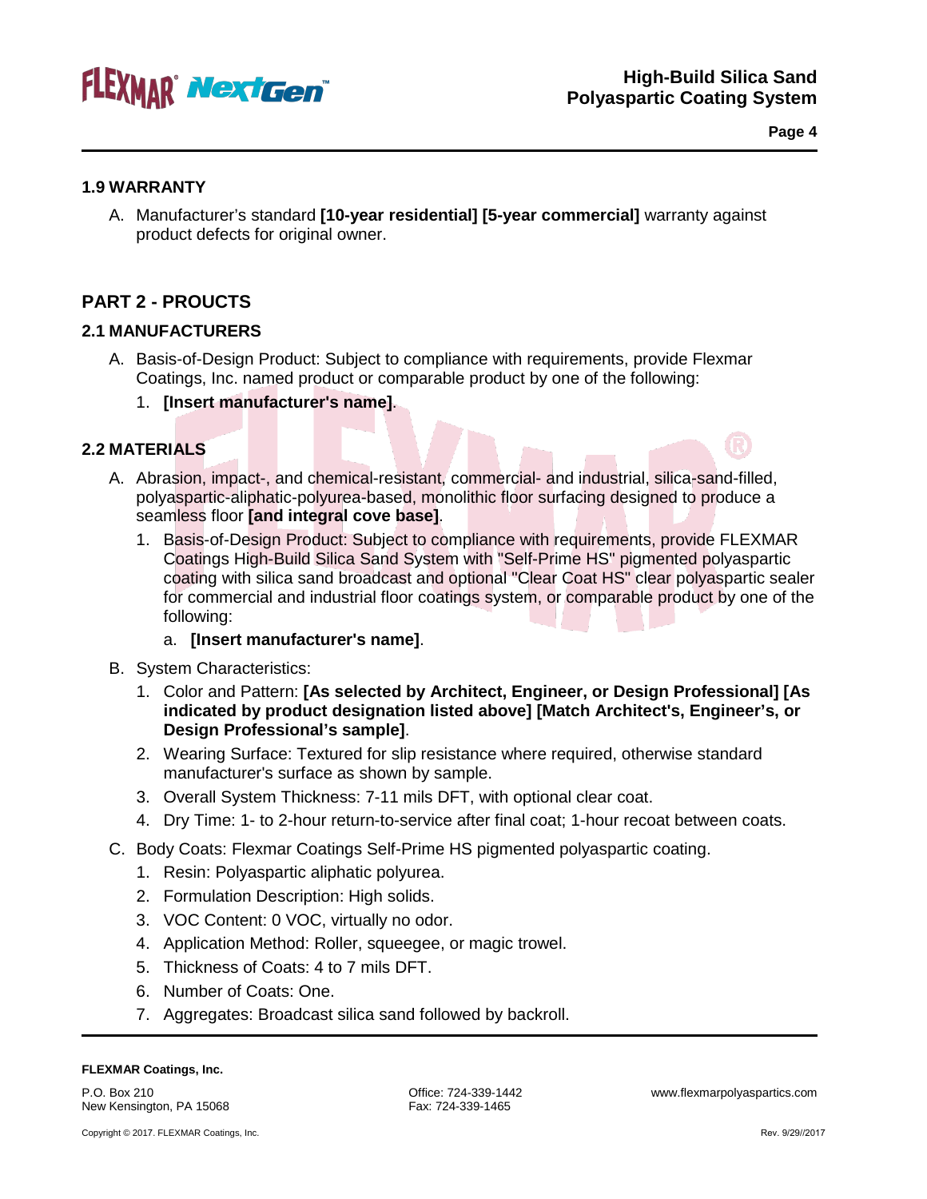## 1.9 WARRANTY

A. Manufacturer's standard **[10-year residential] [5-year commercial]** warranty against product defects for original owner.

# PART 2 - PROUCTS

## 2.1 MANUFACTURERS

A. Basis-of-Design Product: Subject to compliance with requirements, provide Flexmar Coatings, Inc. named product or comparable product by one of the following:

   1. **[Insert manufacturer's name]**.

## 2.2 MATERIALS

A. Abrasion, impact-, and chemical-resistant, commercial- and industrial, silica-sand-filled, polyaspartic-aliphatic-polyurea-based, monolithic floor surfacing designed to produce a seamless floor **[and integral cove base]**.

   1. Basis-of-Design Product: Subject to compliance with requirements, provide FLEXMAR Coatings High-Build Silica Sand System with "Self-Prime HS" pigmented polyaspartic coating with silica sand broadcast and optional "Clear Coat HS" clear polyaspartic sealer for commercial and industrial floor coatings system, or comparable product by one of the following:

      a. **[Insert manufacturer's name]**.

B. System Characteristics:

   1. Color and Pattern: **[As selected by Architect, Engineer, or Design Professional] [As indicated by product designation listed above] [Match Architect's, Engineer's, or Design Professional's sample]**.
   2. Wearing Surface: Textured for slip resistance where required, otherwise standard manufacturer's surface as shown by sample.
   3. Overall System Thickness: 7-11 mils DFT, with optional clear coat.
   4. Dry Time: 1- to 2-hour return-to-service after final coat; 1-hour recoat between coats.

C. Body Coats: Flexmar Coatings Self-Prime HS pigmented polyaspartic coating.

   1. Resin: Polyaspartic aliphatic polyurea.
   2. Formulation Description: High solids.
   3. VOC Content: 0 VOC, virtually no odor.
   4. Application Method: Roller, squeegee, or magic trowel.
   5. Thickness of Coats: 4 to 7 mils DFT.
   6. Number of Coats: One.
   7. Aggregates: Broadcast silica sand followed by backroll.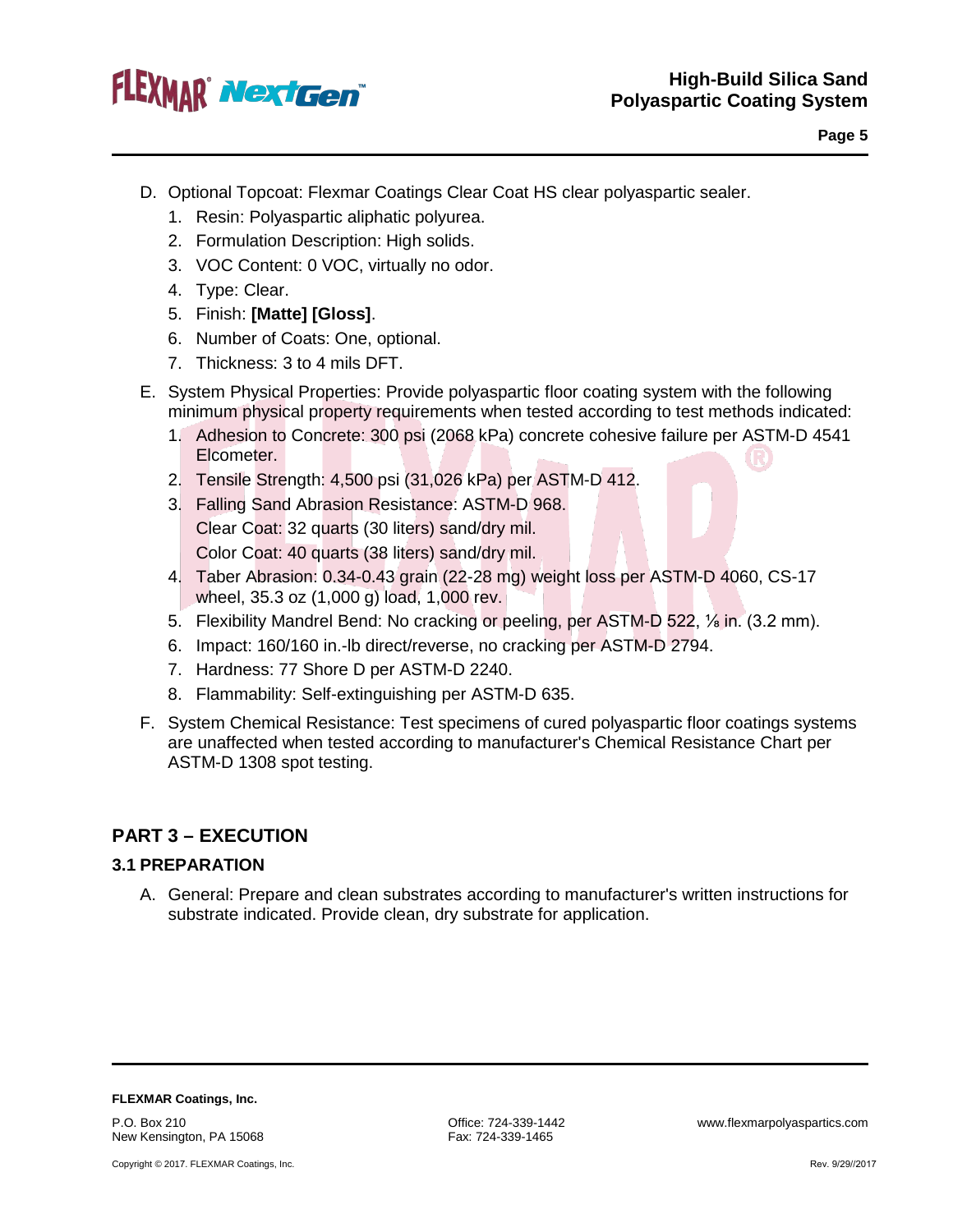D. Optional Topcoat: Flexmar Coatings Clear Coat HS clear polyaspartic sealer.
   1. Resin: Polyaspartic aliphatic polyurea.
   2. Formulation Description: High solids.
   3. VOC Content: 0 VOC, virtually no odor.
   4. Type: Clear.
   5. Finish: **[Matte] [Gloss]**.
   6. Number of Coats: One, optional.
   7. Thickness: 3 to 4 mils DFT.

E. System Physical Properties: Provide polyaspartic floor coating system with the following minimum physical property requirements when tested according to test methods indicated:
   1. Adhesion to Concrete: 300 psi (2068 kPa) concrete cohesive failure per ASTM-D 4541 Elcometer.
   2. Tensile Strength: 4,500 psi (31,026 kPa) per ASTM-D 412.
   3. Falling Sand Abrasion Resistance: ASTM-D 968.
      Clear Coat: 32 quarts (30 liters) sand/dry mil.
      Color Coat: 40 quarts (38 liters) sand/dry mil.
   4. Taber Abrasion: 0.34-0.43 grain (22-28 mg) weight loss per ASTM-D 4060, CS-17 wheel, 35.3 oz (1,000 g) load, 1,000 rev.
   5. Flexibility Mandrel Bend: No cracking or peeling, per ASTM-D 522, ⅛ in. (3.2 mm).
   6. Impact: 160/160 in.-lb direct/reverse, no cracking per ASTM-D 2794.
   7. Hardness: 77 Shore D per ASTM-D 2240.
   8. Flammability: Self-extinguishing per ASTM-D 635.

F. System Chemical Resistance: Test specimens of cured polyaspartic floor coatings systems are unaffected when tested according to manufacturer's Chemical Resistance Chart per ASTM-D 1308 spot testing.

## PART 3 – EXECUTION

### 3.1 PREPARATION

A. General: Prepare and clean substrates according to manufacturer's written instructions for substrate indicated. Provide clean, dry substrate for application.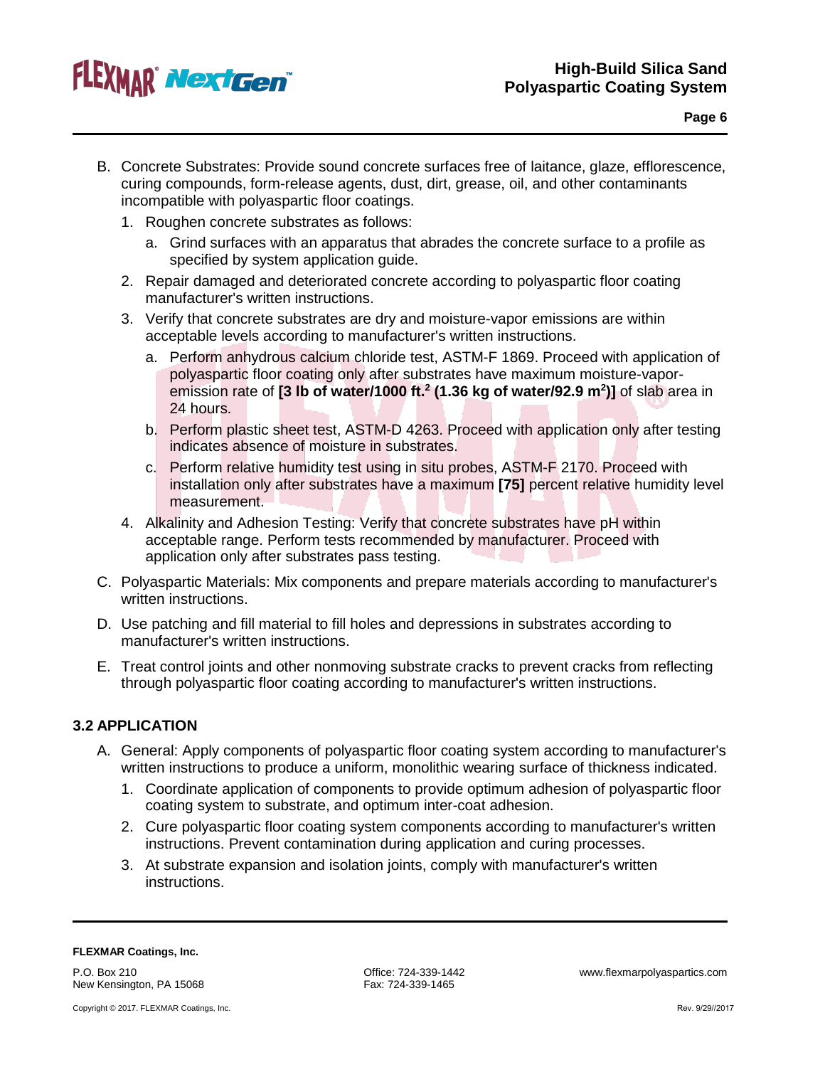B. Concrete Substrates: Provide sound concrete surfaces free of laitance, glaze, efflorescence, curing compounds, form-release agents, dust, dirt, grease, oil, and other contaminants incompatible with polyaspartic floor coatings.

1. Roughen concrete substrates as follows:
   a. Grind surfaces with an apparatus that abrades the concrete surface to a profile as specified by system application guide.
2. Repair damaged and deteriorated concrete according to polyaspartic floor coating manufacturer's written instructions.
3. Verify that concrete substrates are dry and moisture-vapor emissions are within acceptable levels according to manufacturer's written instructions.
   a. Perform anhydrous calcium chloride test, ASTM-F 1869. Proceed with application of polyaspartic floor coating only after substrates have maximum moisture-vapor-emission rate of **[3 lb of water/1000 ft.$^2$ (1.36 kg of water/92.9 m$^2$)]** of slab area in 24 hours.
   b. Perform plastic sheet test, ASTM-D 4263. Proceed with application only after testing indicates absence of moisture in substrates.
   c. Perform relative humidity test using in situ probes, ASTM-F 2170. Proceed with installation only after substrates have a maximum **[75]** percent relative humidity level measurement.
4. Alkalinity and Adhesion Testing: Verify that concrete substrates have pH within acceptable range. Perform tests recommended by manufacturer. Proceed with application only after substrates pass testing.

C. Polyaspartic Materials: Mix components and prepare materials according to manufacturer's written instructions.

D. Use patching and fill material to fill holes and depressions in substrates according to manufacturer's written instructions.

E. Treat control joints and other nonmoving substrate cracks to prevent cracks from reflecting through polyaspartic floor coating according to manufacturer's written instructions.

## 3.2 APPLICATION

A. General: Apply components of polyaspartic floor coating system according to manufacturer's written instructions to produce a uniform, monolithic wearing surface of thickness indicated.

1. Coordinate application of components to provide optimum adhesion of polyaspartic floor coating system to substrate, and optimum inter-coat adhesion.
2. Cure polyaspartic floor coating system components according to manufacturer's written instructions. Prevent contamination during application and curing processes.
3. At substrate expansion and isolation joints, comply with manufacturer's written instructions.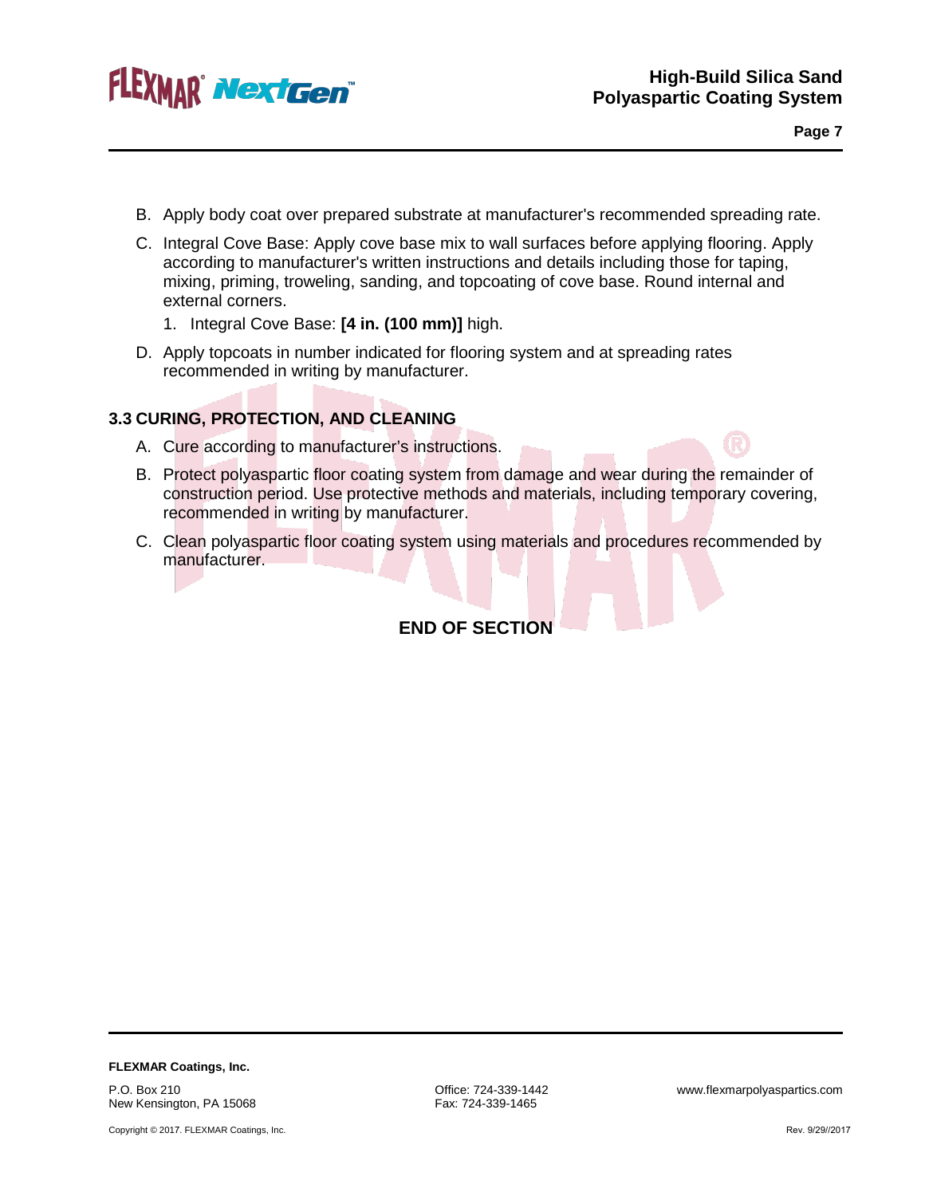B. Apply body coat over prepared substrate at manufacturer's recommended spreading rate.

C. Integral Cove Base: Apply cove base mix to wall surfaces before applying flooring. Apply according to manufacturer's written instructions and details including those for taping, mixing, priming, troweling, sanding, and topcoating of cove base. Round internal and external corners.

   1. Integral Cove Base: **[4 in. (100 mm)]** high.

D. Apply topcoats in number indicated for flooring system and at spreading rates recommended in writing by manufacturer.

### 3.3 CURING, PROTECTION, AND CLEANING

A. Cure according to manufacturer's instructions.

B. Protect polyaspartic floor coating system from damage and wear during the remainder of construction period. Use protective methods and materials, including temporary covering, recommended in writing by manufacturer.

C. Clean polyaspartic floor coating system using materials and procedures recommended by manufacturer.

**END OF SECTION**

**FLEXMAR Coatings, Inc.**

P.O. Box 210
New Kensington, PA 15068

Office: 724-339-1442
Fax: 724-339-1465

www.flexmarpolyaspartics.com

Copyright © 2017. FLEXMAR Coatings, Inc.

Rev. 9/29//2017